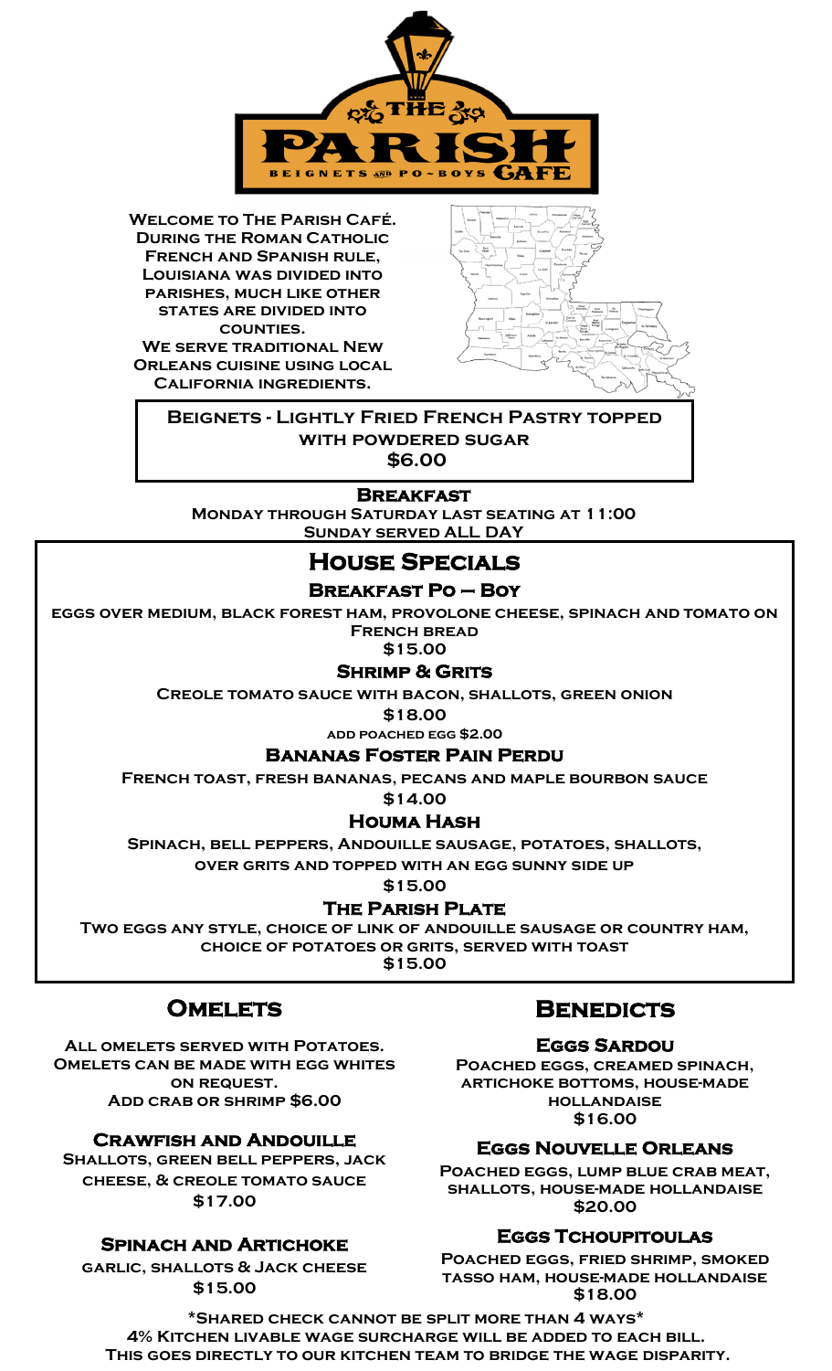# The Parish Beignets and Po~Boys Café

Welcome to The Parish Café.
During the Roman Catholic French and Spanish rule, Louisiana was divided into parishes, much like other states are divided into counties.
We serve traditional New Orleans cuisine using local California ingredients.

**Beignets - Lightly Fried French Pastry topped with powdered sugar**
**$6.00**

## Breakfast

Monday through Saturday last seating at 11:00
Sunday served ALL DAY

## House Specials

### Breakfast Po – Boy

eggs over medium, black forest ham, provolone cheese, spinach and tomato on French bread
$15.00

### Shrimp & Grits

Creole tomato sauce with bacon, shallots, green onion
$18.00
add poached egg $2.00

### Bananas Foster Pain Perdu

French toast, fresh bananas, pecans and maple bourbon sauce
$14.00

### Houma Hash

Spinach, bell peppers, Andouille sausage, potatoes, shallots, over grits and topped with an egg sunny side up
$15.00

### The Parish Plate

Two eggs any style, choice of link of Andouille sausage or country ham, choice of potatoes or grits, served with toast
$15.00

## Omelets

All omelets served with Potatoes.
Omelets can be made with egg whites on request.
Add crab or shrimp $6.00

### Crawfish and Andouille

Shallots, green bell peppers, jack cheese, & creole tomato sauce
$17.00

### Spinach and Artichoke

garlic, shallots & Jack cheese
$15.00

## Benedicts

### Eggs Sardou

Poached eggs, creamed spinach, artichoke bottoms, house-made hollandaise
$16.00

### Eggs Nouvelle Orleans

Poached eggs, lump blue crab meat, shallots, house-made hollandaise
$20.00

### Eggs Tchoupitoulas

Poached eggs, fried shrimp, smoked tasso ham, house-made hollandaise
$18.00

*Shared check cannot be split more than 4 ways*
4% Kitchen livable wage surcharge will be added to each bill.
This goes directly to our kitchen team to bridge the wage disparity.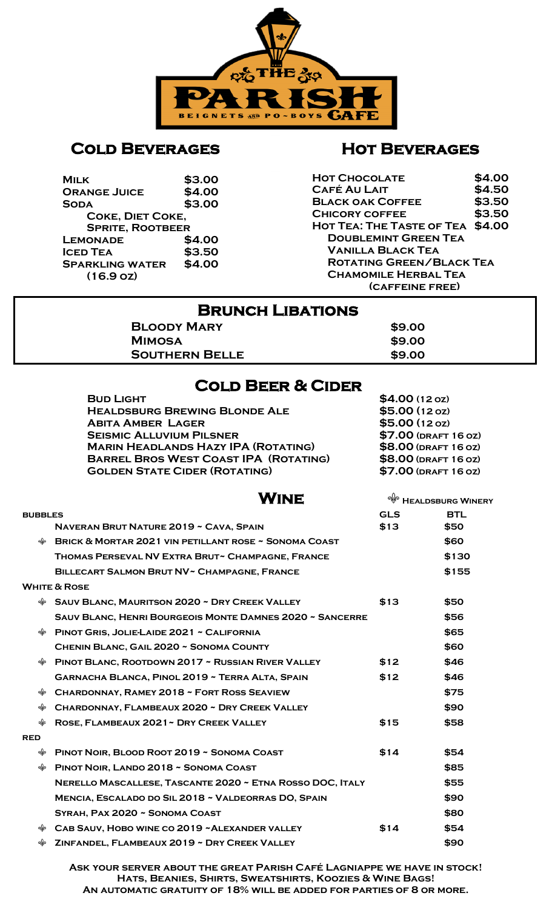# THE PARISH CAFE
BEIGNETS AND PO-BOYS

## Cold Beverages

| | |
|---|---|
| Milk | $3.00 |
| Orange Juice | $4.00 |
| Soda | $3.00 |
| Coke, Diet Coke, Sprite, Rootbeer | |
| Lemonade | $4.00 |
| Iced Tea | $3.50 |
| Sparkling Water (16.9 oz) | $4.00 |

## Hot Beverages

| | |
|---|---|
| Hot Chocolate | $4.00 |
| Café Au Lait | $4.50 |
| Black Oak Coffee | $3.50 |
| Chicory Coffee | $3.50 |
| Hot Tea: The Taste of Tea | $4.00 |
| Doublemint Green Tea | |
| Vanilla Black Tea | |
| Rotating Green/Black Tea | |
| Chamomile Herbal Tea (caffeine free) | |

## Brunch Libations

| | |
|---|---|
| Bloody Mary | $9.00 |
| Mimosa | $9.00 |
| Southern Belle | $9.00 |

## Cold Beer & Cider

| | |
|---|---|
| Bud Light | $4.00 (12 oz) |
| Healdsburg Brewing Blonde Ale | $5.00 (12 oz) |
| Abita Amber Lager | $5.00 (12 oz) |
| Seismic Alluvium Pilsner | $7.00 (draft 16 oz) |
| Marin Headlands Hazy IPA (Rotating) | $8.00 (draft 16 oz) |
| Barrel Bros West Coast IPA (Rotating) | $8.00 (draft 16 oz) |
| Golden State Cider (Rotating) | $7.00 (draft 16 oz) |

## Wine

⚜ Healdsburg Winery

| | | GLS | BTL |
|---|---|---|---|
| **Bubbles** | | | |
| | Naveran Brut Nature 2019 ~ Cava, Spain | $13 | $50 |
| ⚜ | Brick & Mortar 2021 Vin Petillant Rose ~ Sonoma Coast | | $60 |
| | Thomas Perseval NV Extra Brut~ Champagne, France | | $130 |
| | Billecart Salmon Brut NV~ Champagne, France | | $155 |
| **White & Rose** | | | |
| ⚜ | Sauv Blanc, Mauritson 2020 ~ Dry Creek Valley | $13 | $50 |
| | Sauv Blanc, Henri Bourgeois Monte Damnes 2020 ~ Sancerre | | $56 |
| ⚜ | Pinot Gris, Jolie-Laide 2021 ~ California | | $65 |
| | Chenin Blanc, Gail 2020 ~ Sonoma County | | $60 |
| ⚜ | Pinot Blanc, Rootdown 2017 ~ Russian River Valley | $12 | $46 |
| | Garnacha Blanca, Pinol 2019 ~ Terra Alta, Spain | $12 | $46 |
| ⚜ | Chardonnay, Ramey 2018 ~ Fort Ross Seaview | | $75 |
| ⚜ | Chardonnay, Flambeaux 2020 ~ Dry Creek Valley | | $90 |
| ⚜ | Rose, Flambeaux 2021~ Dry Creek Valley | $15 | $58 |
| **Red** | | | |
| ⚜ | Pinot Noir, Blood Root 2019 ~ Sonoma Coast | $14 | $54 |
| ⚜ | Pinot Noir, Lando 2018 ~ Sonoma Coast | | $85 |
| | Nerello Mascallese, Tascante 2020 ~ Etna Rosso DOC, Italy | | $55 |
| | Mencia, Escalado do Sil 2018 ~ Valdeorras DO, Spain | | $90 |
| | Syrah, Pax 2020 ~ Sonoma Coast | | $80 |
| ⚜ | Cab Sauv, Hobo Wine Co 2019 ~Alexander Valley | $14 | $54 |
| ⚜ | Zinfandel, Flambeaux 2019 ~ Dry Creek Valley | | $90 |

**Ask your server about the great Parish Café Lagniappe we have in stock!**
**Hats, Beanies, Shirts, Sweatshirts, Koozies & Wine Bags!**
**An automatic gratuity of 18% will be added for parties of 8 or more.**